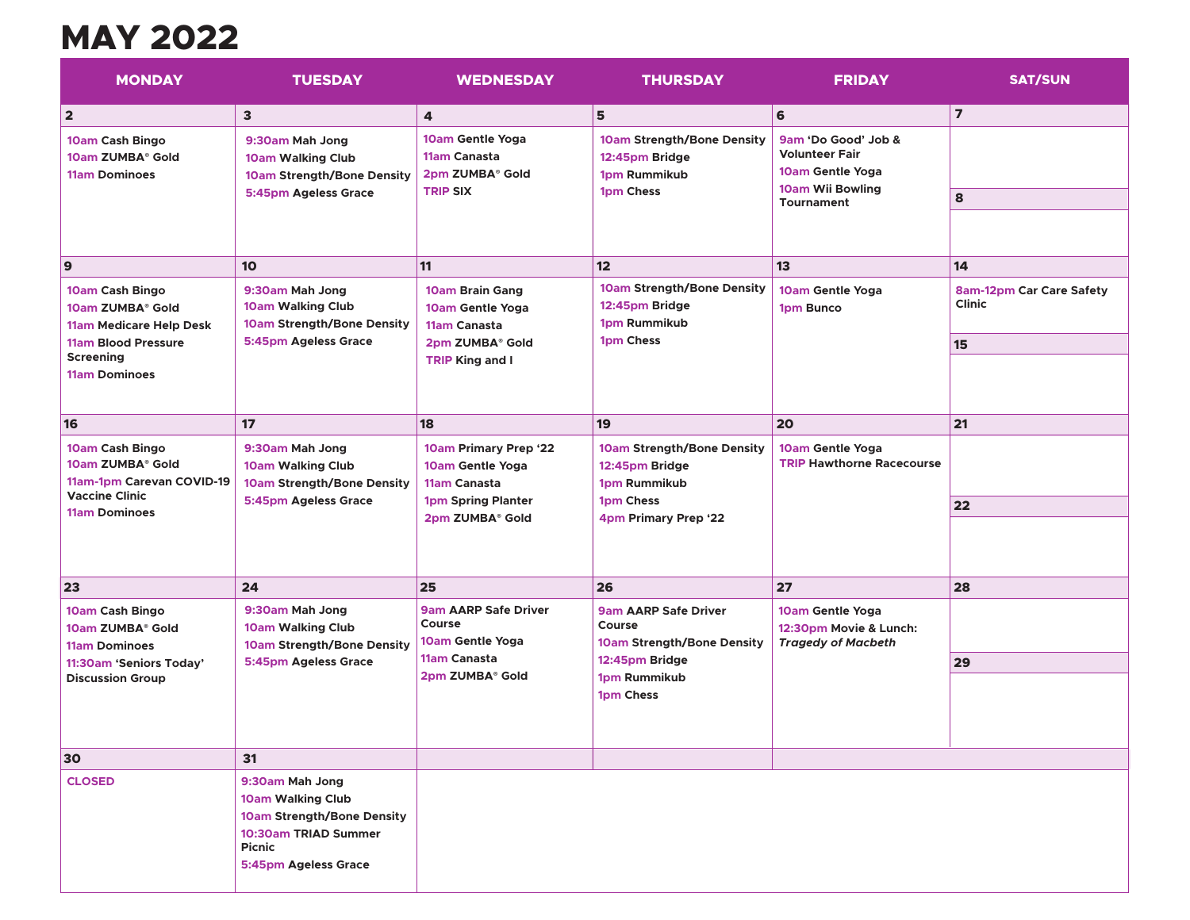# MAY 2022

| MONDAY | TUESDAY | WEDNESDAY | THURSDAY | FRIDAY | SAT/SUN |
|---|---|---|---|---|---|
| **2**<br>10am Cash Bingo<br>10am ZUMBA® Gold<br>11am Dominoes | **3**<br>9:30am Mah Jong<br>10am Walking Club<br>10am Strength/Bone Density<br>5:45pm Ageless Grace | **4**<br>10am Gentle Yoga<br>11am Canasta<br>2pm ZUMBA® Gold<br>TRIP SIX | **5**<br>10am Strength/Bone Density<br>12:45pm Bridge<br>1pm Rummikub<br>1pm Chess | **6**<br>9am 'Do Good' Job & Volunteer Fair<br>10am Gentle Yoga<br>10am Wii Bowling Tournament | **7**<br><br>**8** |
| **9**<br>10am Cash Bingo<br>10am ZUMBA® Gold<br>11am Medicare Help Desk<br>11am Blood Pressure Screening<br>11am Dominoes | **10**<br>9:30am Mah Jong<br>10am Walking Club<br>10am Strength/Bone Density<br>5:45pm Ageless Grace | **11**<br>10am Brain Gang<br>10am Gentle Yoga<br>11am Canasta<br>2pm ZUMBA® Gold<br>TRIP King and I | **12**<br>10am Strength/Bone Density<br>12:45pm Bridge<br>1pm Rummikub<br>1pm Chess | **13**<br>10am Gentle Yoga<br>1pm Bunco | **14**<br>8am-12pm Car Care Safety Clinic<br><br>**15** |
| **16**<br>10am Cash Bingo<br>10am ZUMBA® Gold<br>11am-1pm Carevan COVID-19 Vaccine Clinic<br>11am Dominoes | **17**<br>9:30am Mah Jong<br>10am Walking Club<br>10am Strength/Bone Density<br>5:45pm Ageless Grace | **18**<br>10am Primary Prep '22<br>10am Gentle Yoga<br>11am Canasta<br>1pm Spring Planter<br>2pm ZUMBA® Gold | **19**<br>10am Strength/Bone Density<br>12:45pm Bridge<br>1pm Rummikub<br>1pm Chess<br>4pm Primary Prep '22 | **20**<br>10am Gentle Yoga<br>TRIP Hawthorne Racecourse | **21**<br><br>**22** |
| **23**<br>10am Cash Bingo<br>10am ZUMBA® Gold<br>11am Dominoes<br>11:30am 'Seniors Today' Discussion Group | **24**<br>9:30am Mah Jong<br>10am Walking Club<br>10am Strength/Bone Density<br>5:45pm Ageless Grace | **25**<br>9am AARP Safe Driver Course<br>10am Gentle Yoga<br>11am Canasta<br>2pm ZUMBA® Gold | **26**<br>9am AARP Safe Driver Course<br>10am Strength/Bone Density<br>12:45pm Bridge<br>1pm Rummikub<br>1pm Chess | **27**<br>10am Gentle Yoga<br>12:30pm Movie & Lunch: *Tragedy of Macbeth* | **28**<br><br>**29** |
| **30**<br>CLOSED | **31**<br>9:30am Mah Jong<br>10am Walking Club<br>10am Strength/Bone Density<br>10:30am TRIAD Summer Picnic<br>5:45pm Ageless Grace | | | | |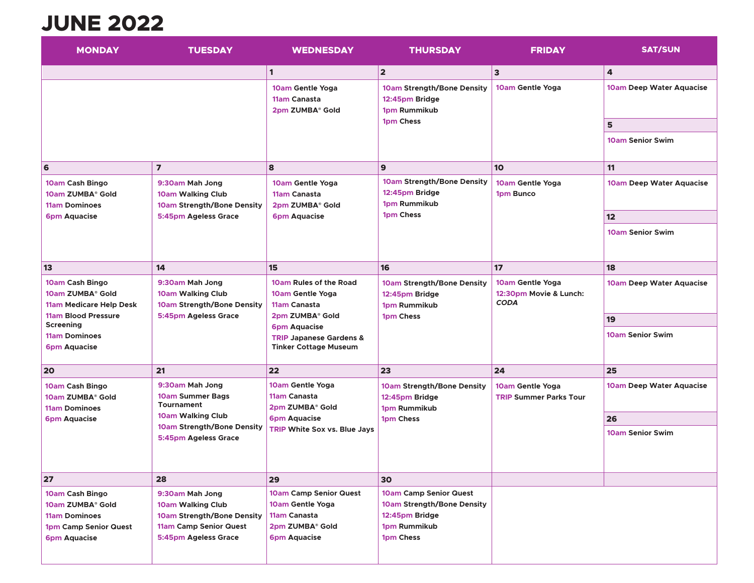# JUNE 2022

| MONDAY | TUESDAY | WEDNESDAY | THURSDAY | FRIDAY | SAT/SUN |
|---|---|---|---|---|---|
| | | **1**<br>10am Gentle Yoga<br>11am Canasta<br>2pm ZUMBA® Gold | **2**<br>10am Strength/Bone Density<br>12:45pm Bridge<br>1pm Rummikub<br>1pm Chess | **3**<br>10am Gentle Yoga | **4**<br>10am Deep Water Aquacise<br>**5**<br>10am Senior Swim |
| **6**<br>10am Cash Bingo<br>10am ZUMBA® Gold<br>11am Dominoes<br>6pm Aquacise | **7**<br>9:30am Mah Jong<br>10am Walking Club<br>10am Strength/Bone Density<br>5:45pm Ageless Grace | **8**<br>10am Gentle Yoga<br>11am Canasta<br>2pm ZUMBA® Gold<br>6pm Aquacise | **9**<br>10am Strength/Bone Density<br>12:45pm Bridge<br>1pm Rummikub<br>1pm Chess | **10**<br>10am Gentle Yoga<br>1pm Bunco | **11**<br>10am Deep Water Aquacise<br>**12**<br>10am Senior Swim |
| **13**<br>10am Cash Bingo<br>10am ZUMBA® Gold<br>11am Medicare Help Desk<br>11am Blood Pressure Screening<br>11am Dominoes<br>6pm Aquacise | **14**<br>9:30am Mah Jong<br>10am Walking Club<br>10am Strength/Bone Density<br>5:45pm Ageless Grace | **15**<br>10am Rules of the Road<br>10am Gentle Yoga<br>11am Canasta<br>2pm ZUMBA® Gold<br>6pm Aquacise<br>TRIP Japanese Gardens & Tinker Cottage Museum | **16**<br>10am Strength/Bone Density<br>12:45pm Bridge<br>1pm Rummikub<br>1pm Chess | **17**<br>10am Gentle Yoga<br>12:30pm Movie & Lunch: *CODA* | **18**<br>10am Deep Water Aquacise<br>**19**<br>10am Senior Swim |
| **20**<br>10am Cash Bingo<br>10am ZUMBA® Gold<br>11am Dominoes<br>6pm Aquacise | **21**<br>9:30am Mah Jong<br>10am Summer Bags Tournament<br>10am Walking Club<br>10am Strength/Bone Density<br>5:45pm Ageless Grace | **22**<br>10am Gentle Yoga<br>11am Canasta<br>2pm ZUMBA® Gold<br>6pm Aquacise<br>TRIP White Sox vs. Blue Jays | **23**<br>10am Strength/Bone Density<br>12:45pm Bridge<br>1pm Rummikub<br>1pm Chess | **24**<br>10am Gentle Yoga<br>TRIP Summer Parks Tour | **25**<br>10am Deep Water Aquacise<br>**26**<br>10am Senior Swim |
| **27**<br>10am Cash Bingo<br>10am ZUMBA® Gold<br>11am Dominoes<br>1pm Camp Senior Quest<br>6pm Aquacise | **28**<br>9:30am Mah Jong<br>10am Walking Club<br>10am Strength/Bone Density<br>11am Camp Senior Quest<br>5:45pm Ageless Grace | **29**<br>10am Camp Senior Quest<br>10am Gentle Yoga<br>11am Canasta<br>2pm ZUMBA® Gold<br>6pm Aquacise | **30**<br>10am Camp Senior Quest<br>10am Strength/Bone Density<br>12:45pm Bridge<br>1pm Rummikub<br>1pm Chess | | |